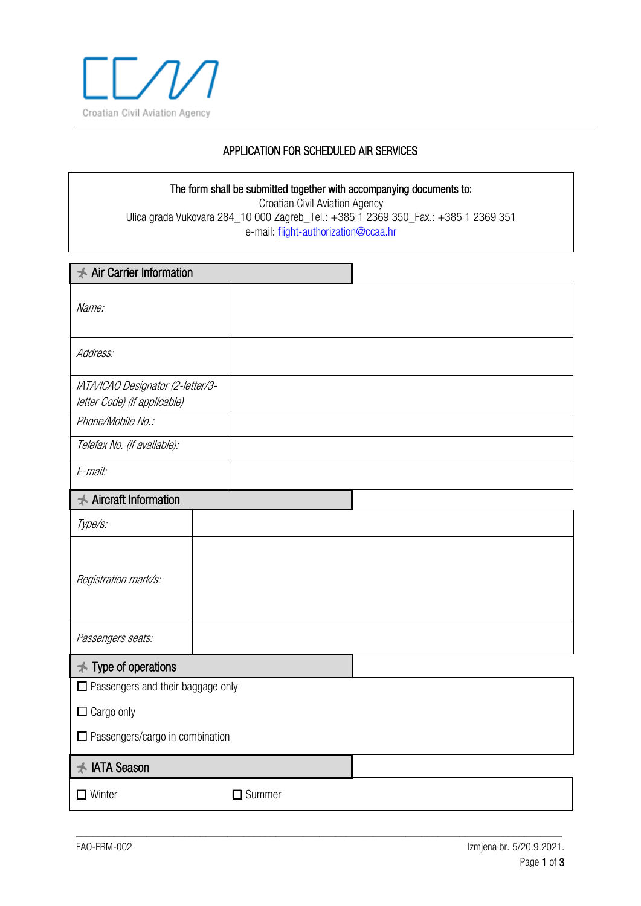Croatian Civil Aviation Agency

# APPLICATION FOR SCHEDULED AIR SERVICES

**The form shall be submitted together with accompanying documents to:**
Croatian Civil Aviation Agency
Ulica grada Vukovara 284_10 000 Zagreb_Tel.: +385 1 2369 350_Fax.: +385 1 2369 351
e-mail: flight-authorization@ccaa.hr

## Air Carrier Information

| | |
|---|---|
| *Name:* | |
| *Address:* | |
| *IATA/ICAO Designator (2-letter/3-letter Code) (if applicable)* | |
| *Phone/Mobile No.:* | |
| *Telefax No. (if available):* | |
| *E-mail:* | |

## Aircraft Information

| | |
|---|---|
| *Type/s:* | |
| *Registration mark/s:* | |
| *Passengers seats:* | |

## Type of operations

☐ Passengers and their baggage only

☐ Cargo only

☐ Passengers/cargo in combination

## IATA Season

☐ Winter ☐ Summer

FAO-FRM-002 Izmjena br. 5/20.9.2021.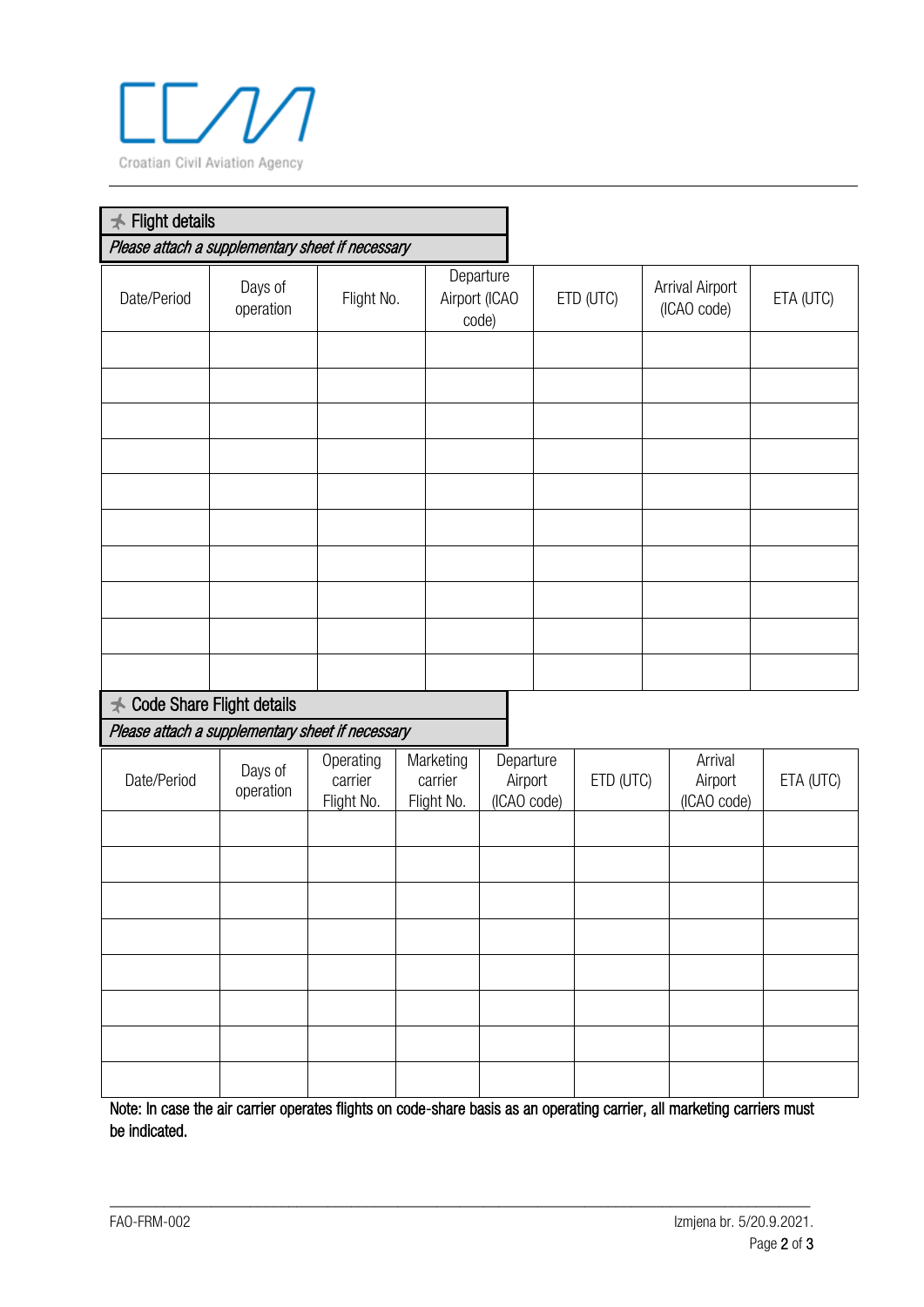Croatian Civil Aviation Agency

## Flight details

*Please attach a supplementary sheet if necessary*

| Date/Period | Days of operation | Flight No. | Departure Airport (ICAO code) | ETD (UTC) | Arrival Airport (ICAO code) | ETA (UTC) |
|---|---|---|---|---|---|---|
| | | | | | | |
| | | | | | | |
| | | | | | | |
| | | | | | | |
| | | | | | | |
| | | | | | | |
| | | | | | | |
| | | | | | | |
| | | | | | | |
| | | | | | | |

## Code Share Flight details

*Please attach a supplementary sheet if necessary*

| Date/Period | Days of operation | Operating carrier Flight No. | Marketing carrier Flight No. | Departure Airport (ICAO code) | ETD (UTC) | Arrival Airport (ICAO code) | ETA (UTC) |
|---|---|---|---|---|---|---|---|
| | | | | | | | |
| | | | | | | | |
| | | | | | | | |
| | | | | | | | |
| | | | | | | | |
| | | | | | | | |
| | | | | | | | |
| | | | | | | | |

Note: In case the air carrier operates flights on code-share basis as an operating carrier, all marketing carriers must be indicated.

FAO-FRM-002 Izmjena br. 5/20.9.2021.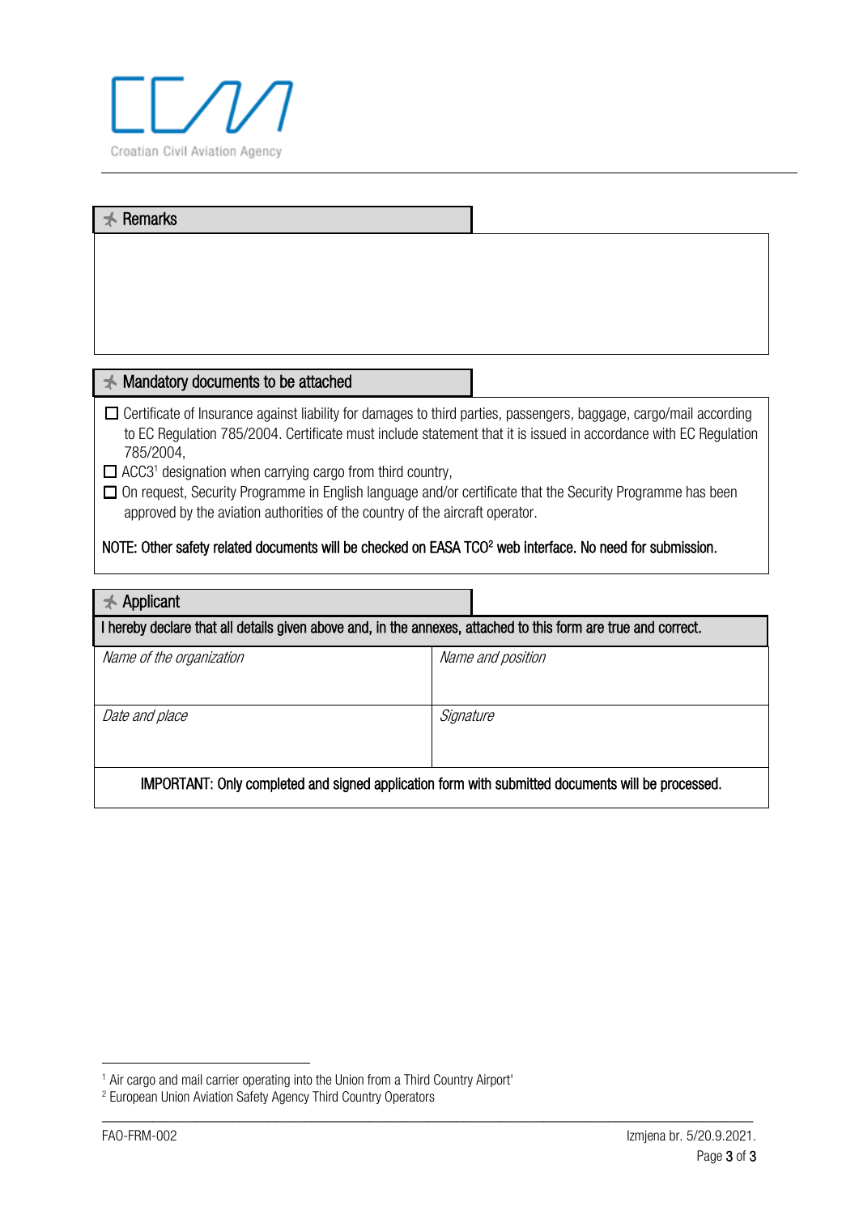## Remarks

## Mandatory documents to be attached

- ☐ Certificate of Insurance against liability for damages to third parties, passengers, baggage, cargo/mail according to EC Regulation 785/2004. Certificate must include statement that it is issued in accordance with EC Regulation 785/2004,
- ☐ ACC3[1] designation when carrying cargo from third country,
- ☐ On request, Security Programme in English language and/or certificate that the Security Programme has been approved by the aviation authorities of the country of the aircraft operator.

NOTE: Other safety related documents will be checked on EASA TCO[2] web interface. No need for submission.

## Applicant

| I hereby declare that all details given above and, in the annexes, attached to this form are true and correct. | |
|---|---|
| *Name of the organization* | *Name and position* |
| *Date and place* | *Signature* |

IMPORTANT: Only completed and signed application form with submitted documents will be processed.

[1] Air cargo and mail carrier operating into the Union from a Third Country Airport'

[2] European Union Aviation Safety Agency Third Country Operators

FAO-FRM-002 Izmjena br. 5/20.9.2021.